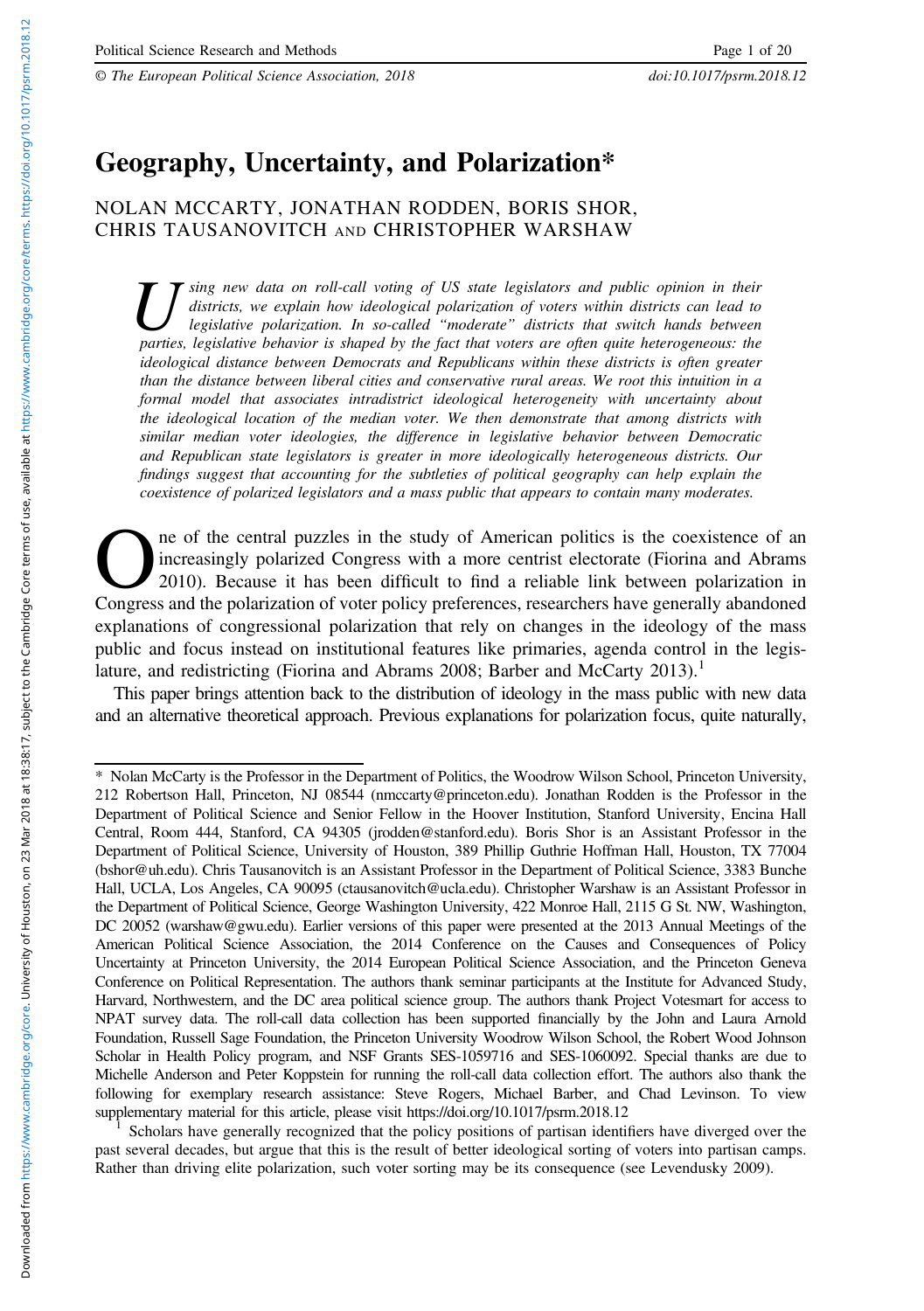© The European Political Science Association, 2018 doi:10.1017/psrm.2018.12

# Geography, Uncertainty, and Polarization*

NOLAN MCCARTY, JONATHAN RODDEN, BORIS SHOR, CHRIS TAUSANOVITCH AND CHRISTOPHER WARSHAW

*Using new data on roll-call voting of US state legislators and public opinion in their districts, we explain how ideological polarization of voters within districts can lead to legislative polarization. In so-called "moderate" districts that switch hands between parties, legislative behavior is shaped by the fact that voters are often quite heterogeneous: the ideological distance between Democrats and Republicans within these districts is often greater than the distance between liberal cities and conservative rural areas. We root this intuition in a formal model that associates intradistrict ideological heterogeneity with uncertainty about the ideological location of the median voter. We then demonstrate that among districts with similar median voter ideologies, the difference in legislative behavior between Democratic and Republican state legislators is greater in more ideologically heterogeneous districts. Our findings suggest that accounting for the subtleties of political geography can help explain the coexistence of polarized legislators and a mass public that appears to contain many moderates.*

One of the central puzzles in the study of American politics is the coexistence of an increasingly polarized Congress with a more centrist electorate (Fiorina and Abrams 2010). Because it has been difficult to find a reliable link between polarization in Congress and the polarization of voter policy preferences, researchers have generally abandoned explanations of congressional polarization that rely on changes in the ideology of the mass public and focus instead on institutional features like primaries, agenda control in the legislature, and redistricting (Fiorina and Abrams 2008; Barber and McCarty 2013).[1]

This paper brings attention back to the distribution of ideology in the mass public with new data and an alternative theoretical approach. Previous explanations for polarization focus, quite naturally,

---

\* Nolan McCarty is the Professor in the Department of Politics, the Woodrow Wilson School, Princeton University, 212 Robertson Hall, Princeton, NJ 08544 (nmccarty@princeton.edu). Jonathan Rodden is the Professor in the Department of Political Science and Senior Fellow in the Hoover Institution, Stanford University, Encina Hall Central, Room 444, Stanford, CA 94305 (jrodden@stanford.edu). Boris Shor is an Assistant Professor in the Department of Political Science, University of Houston, 389 Phillip Guthrie Hoffman Hall, Houston, TX 77004 (bshor@uh.edu). Chris Tausanovitch is an Assistant Professor in the Department of Political Science, 3383 Bunche Hall, UCLA, Los Angeles, CA 90095 (ctausanovitch@ucla.edu). Christopher Warshaw is an Assistant Professor in the Department of Political Science, George Washington University, 422 Monroe Hall, 2115 G St. NW, Washington, DC 20052 (warshaw@gwu.edu). Earlier versions of this paper were presented at the 2013 Annual Meetings of the American Political Science Association, the 2014 Conference on the Causes and Consequences of Policy Uncertainty at Princeton University, the 2014 European Political Science Association, and the Princeton Geneva Conference on Political Representation. The authors thank seminar participants at the Institute for Advanced Study, Harvard, Northwestern, and the DC area political science group. The authors thank Project Votesmart for access to NPAT survey data. The roll-call data collection has been supported financially by the John and Laura Arnold Foundation, Russell Sage Foundation, the Princeton University Woodrow Wilson School, the Robert Wood Johnson Scholar in Health Policy program, and NSF Grants SES-1059716 and SES-1060092. Special thanks are due to Michelle Anderson and Peter Koppstein for running the roll-call data collection effort. The authors also thank the following for exemplary research assistance: Steve Rogers, Michael Barber, and Chad Levinson. To view supplementary material for this article, please visit https://doi.org/10.1017/psrm.2018.12

[1] Scholars have generally recognized that the policy positions of partisan identifiers have diverged over the past several decades, but argue that this is the result of better ideological sorting of voters into partisan camps. Rather than driving elite polarization, such voter sorting may be its consequence (see Levendusky 2009).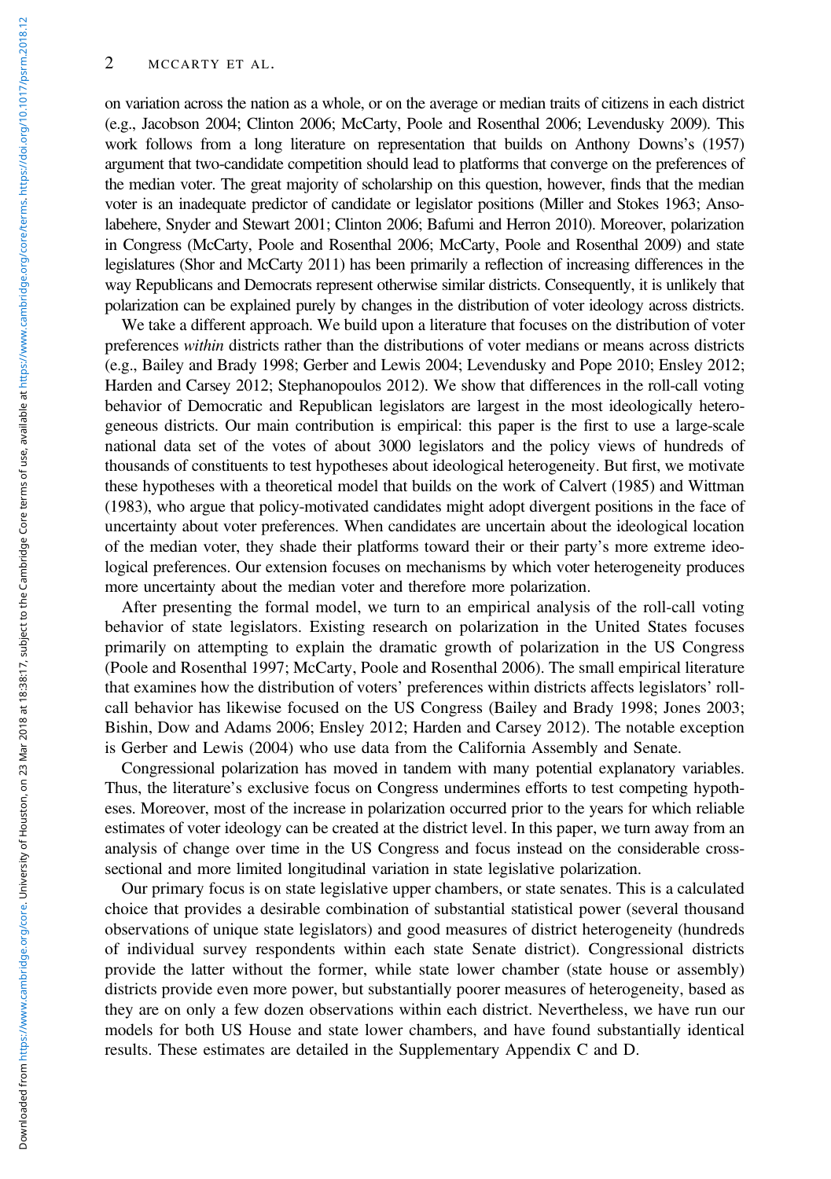on variation across the nation as a whole, or on the average or median traits of citizens in each district (e.g., Jacobson 2004; Clinton 2006; McCarty, Poole and Rosenthal 2006; Levendusky 2009). This work follows from a long literature on representation that builds on Anthony Downs's (1957) argument that two-candidate competition should lead to platforms that converge on the preferences of the median voter. The great majority of scholarship on this question, however, finds that the median voter is an inadequate predictor of candidate or legislator positions (Miller and Stokes 1963; Ansolabehere, Snyder and Stewart 2001; Clinton 2006; Bafumi and Herron 2010). Moreover, polarization in Congress (McCarty, Poole and Rosenthal 2006; McCarty, Poole and Rosenthal 2009) and state legislatures (Shor and McCarty 2011) has been primarily a reflection of increasing differences in the way Republicans and Democrats represent otherwise similar districts. Consequently, it is unlikely that polarization can be explained purely by changes in the distribution of voter ideology across districts.

We take a different approach. We build upon a literature that focuses on the distribution of voter preferences *within* districts rather than the distributions of voter medians or means across districts (e.g., Bailey and Brady 1998; Gerber and Lewis 2004; Levendusky and Pope 2010; Ensley 2012; Harden and Carsey 2012; Stephanopoulos 2012). We show that differences in the roll-call voting behavior of Democratic and Republican legislators are largest in the most ideologically heterogeneous districts. Our main contribution is empirical: this paper is the first to use a large-scale national data set of the votes of about 3000 legislators and the policy views of hundreds of thousands of constituents to test hypotheses about ideological heterogeneity. But first, we motivate these hypotheses with a theoretical model that builds on the work of Calvert (1985) and Wittman (1983), who argue that policy-motivated candidates might adopt divergent positions in the face of uncertainty about voter preferences. When candidates are uncertain about the ideological location of the median voter, they shade their platforms toward their or their party's more extreme ideological preferences. Our extension focuses on mechanisms by which voter heterogeneity produces more uncertainty about the median voter and therefore more polarization.

After presenting the formal model, we turn to an empirical analysis of the roll-call voting behavior of state legislators. Existing research on polarization in the United States focuses primarily on attempting to explain the dramatic growth of polarization in the US Congress (Poole and Rosenthal 1997; McCarty, Poole and Rosenthal 2006). The small empirical literature that examines how the distribution of voters' preferences within districts affects legislators' roll-call behavior has likewise focused on the US Congress (Bailey and Brady 1998; Jones 2003; Bishin, Dow and Adams 2006; Ensley 2012; Harden and Carsey 2012). The notable exception is Gerber and Lewis (2004) who use data from the California Assembly and Senate.

Congressional polarization has moved in tandem with many potential explanatory variables. Thus, the literature's exclusive focus on Congress undermines efforts to test competing hypotheses. Moreover, most of the increase in polarization occurred prior to the years for which reliable estimates of voter ideology can be created at the district level. In this paper, we turn away from an analysis of change over time in the US Congress and focus instead on the considerable cross-sectional and more limited longitudinal variation in state legislative polarization.

Our primary focus is on state legislative upper chambers, or state senates. This is a calculated choice that provides a desirable combination of substantial statistical power (several thousand observations of unique state legislators) and good measures of district heterogeneity (hundreds of individual survey respondents within each state Senate district). Congressional districts provide the latter without the former, while state lower chamber (state house or assembly) districts provide even more power, but substantially poorer measures of heterogeneity, based as they are on only a few dozen observations within each district. Nevertheless, we have run our models for both US House and state lower chambers, and have found substantially identical results. These estimates are detailed in the Supplementary Appendix C and D.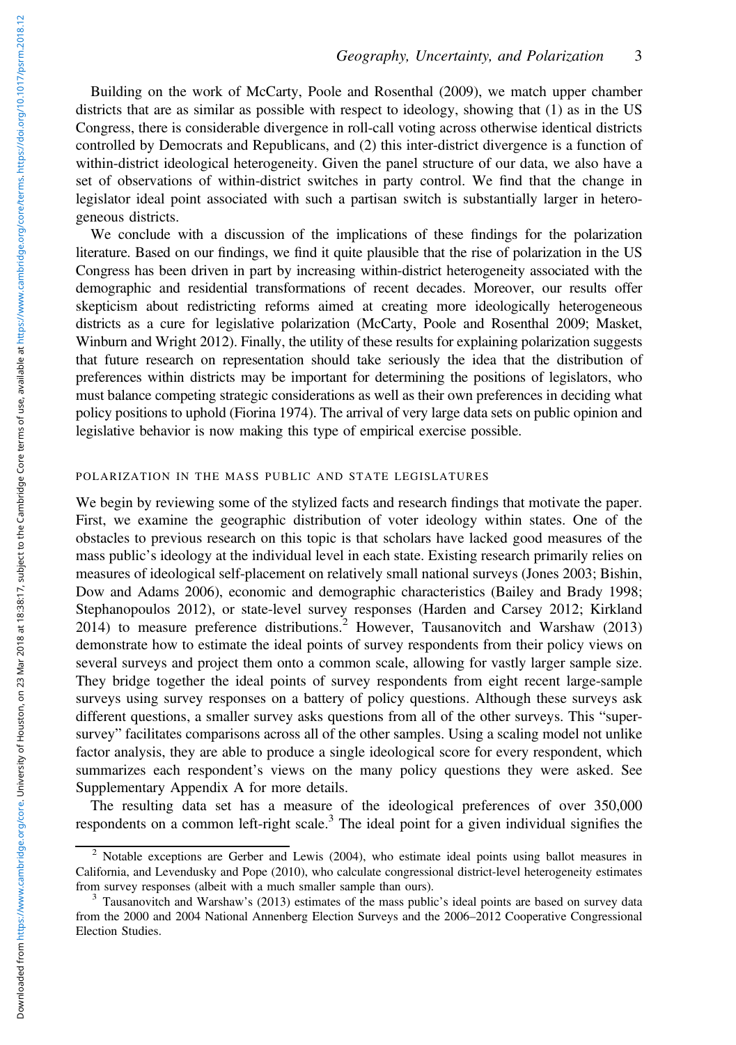Building on the work of McCarty, Poole and Rosenthal (2009), we match upper chamber districts that are as similar as possible with respect to ideology, showing that (1) as in the US Congress, there is considerable divergence in roll-call voting across otherwise identical districts controlled by Democrats and Republicans, and (2) this inter-district divergence is a function of within-district ideological heterogeneity. Given the panel structure of our data, we also have a set of observations of within-district switches in party control. We find that the change in legislator ideal point associated with such a partisan switch is substantially larger in heterogeneous districts.

We conclude with a discussion of the implications of these findings for the polarization literature. Based on our findings, we find it quite plausible that the rise of polarization in the US Congress has been driven in part by increasing within-district heterogeneity associated with the demographic and residential transformations of recent decades. Moreover, our results offer skepticism about redistricting reforms aimed at creating more ideologically heterogeneous districts as a cure for legislative polarization (McCarty, Poole and Rosenthal 2009; Masket, Winburn and Wright 2012). Finally, the utility of these results for explaining polarization suggests that future research on representation should take seriously the idea that the distribution of preferences within districts may be important for determining the positions of legislators, who must balance competing strategic considerations as well as their own preferences in deciding what policy positions to uphold (Fiorina 1974). The arrival of very large data sets on public opinion and legislative behavior is now making this type of empirical exercise possible.

## POLARIZATION IN THE MASS PUBLIC AND STATE LEGISLATURES

We begin by reviewing some of the stylized facts and research findings that motivate the paper. First, we examine the geographic distribution of voter ideology within states. One of the obstacles to previous research on this topic is that scholars have lacked good measures of the mass public's ideology at the individual level in each state. Existing research primarily relies on measures of ideological self-placement on relatively small national surveys (Jones 2003; Bishin, Dow and Adams 2006), economic and demographic characteristics (Bailey and Brady 1998; Stephanopoulos 2012), or state-level survey responses (Harden and Carsey 2012; Kirkland 2014) to measure preference distributions.[2] However, Tausanovitch and Warshaw (2013) demonstrate how to estimate the ideal points of survey respondents from their policy views on several surveys and project them onto a common scale, allowing for vastly larger sample size. They bridge together the ideal points of survey respondents from eight recent large-sample surveys using survey responses on a battery of policy questions. Although these surveys ask different questions, a smaller survey asks questions from all of the other surveys. This "super-survey" facilitates comparisons across all of the other samples. Using a scaling model not unlike factor analysis, they are able to produce a single ideological score for every respondent, which summarizes each respondent's views on the many policy questions they were asked. See Supplementary Appendix A for more details.

The resulting data set has a measure of the ideological preferences of over 350,000 respondents on a common left-right scale.[3] The ideal point for a given individual signifies the

[2] Notable exceptions are Gerber and Lewis (2004), who estimate ideal points using ballot measures in California, and Levendusky and Pope (2010), who calculate congressional district-level heterogeneity estimates from survey responses (albeit with a much smaller sample than ours).

[3] Tausanovitch and Warshaw's (2013) estimates of the mass public's ideal points are based on survey data from the 2000 and 2004 National Annenberg Election Surveys and the 2006–2012 Cooperative Congressional Election Studies.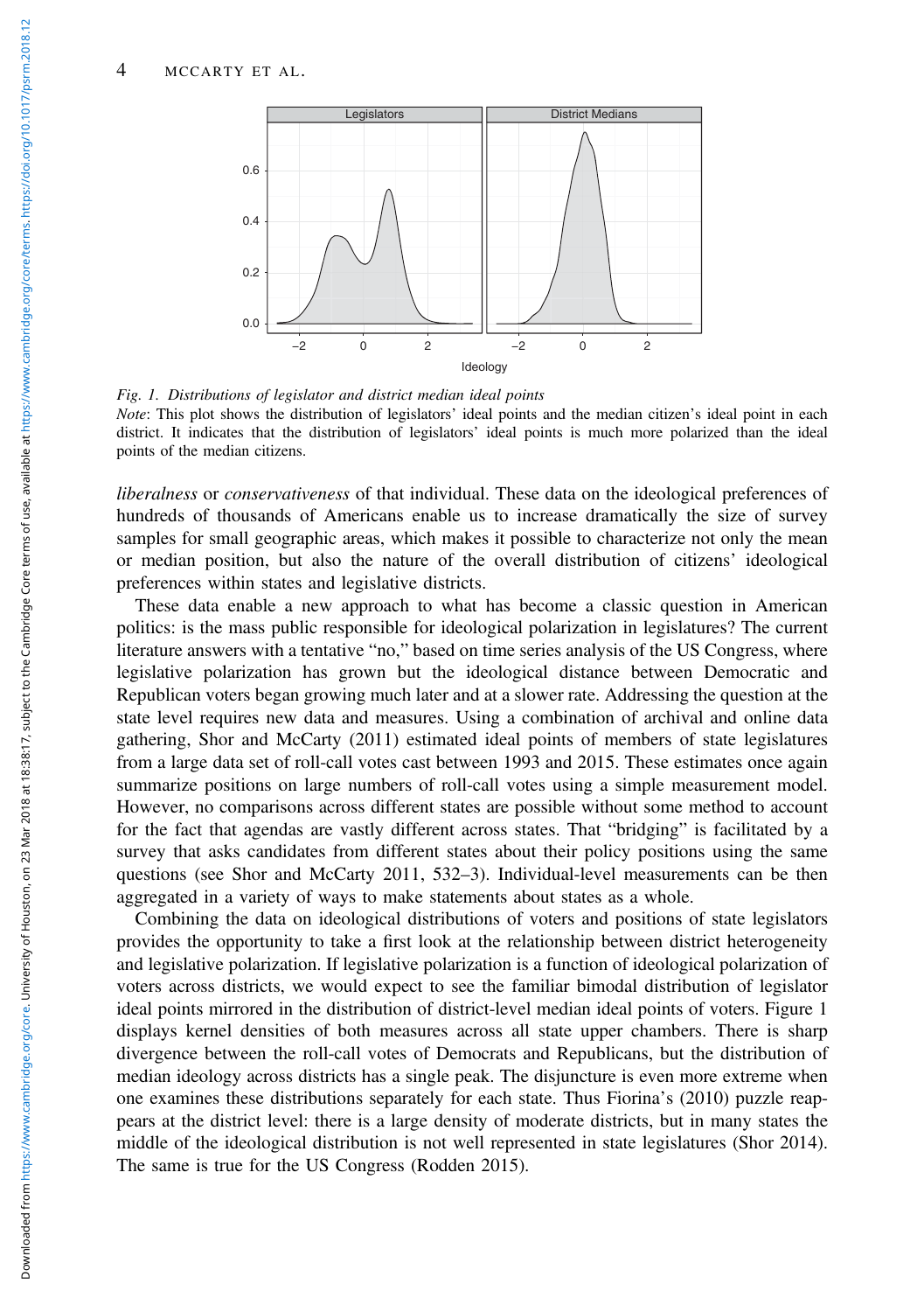Fig. 1. *Distributions of legislator and district median ideal points*

*Note*: This plot shows the distribution of legislators' ideal points and the median citizen's ideal point in each district. It indicates that the distribution of legislators' ideal points is much more polarized than the ideal points of the median citizens.

*liberalness* or *conservativeness* of that individual. These data on the ideological preferences of hundreds of thousands of Americans enable us to increase dramatically the size of survey samples for small geographic areas, which makes it possible to characterize not only the mean or median position, but also the nature of the overall distribution of citizens' ideological preferences within states and legislative districts.

These data enable a new approach to what has become a classic question in American politics: is the mass public responsible for ideological polarization in legislatures? The current literature answers with a tentative "no," based on time series analysis of the US Congress, where legislative polarization has grown but the ideological distance between Democratic and Republican voters began growing much later and at a slower rate. Addressing the question at the state level requires new data and measures. Using a combination of archival and online data gathering, Shor and McCarty (2011) estimated ideal points of members of state legislatures from a large data set of roll-call votes cast between 1993 and 2015. These estimates once again summarize positions on large numbers of roll-call votes using a simple measurement model. However, no comparisons across different states are possible without some method to account for the fact that agendas are vastly different across states. That "bridging" is facilitated by a survey that asks candidates from different states about their policy positions using the same questions (see Shor and McCarty 2011, 532–3). Individual-level measurements can be then aggregated in a variety of ways to make statements about states as a whole.

Combining the data on ideological distributions of voters and positions of state legislators provides the opportunity to take a first look at the relationship between district heterogeneity and legislative polarization. If legislative polarization is a function of ideological polarization of voters across districts, we would expect to see the familiar bimodal distribution of legislator ideal points mirrored in the distribution of district-level median ideal points of voters. Figure 1 displays kernel densities of both measures across all state upper chambers. There is sharp divergence between the roll-call votes of Democrats and Republicans, but the distribution of median ideology across districts has a single peak. The disjuncture is even more extreme when one examines these distributions separately for each state. Thus Fiorina's (2010) puzzle reappears at the district level: there is a large density of moderate districts, but in many states the middle of the ideological distribution is not well represented in state legislatures (Shor 2014). The same is true for the US Congress (Rodden 2015).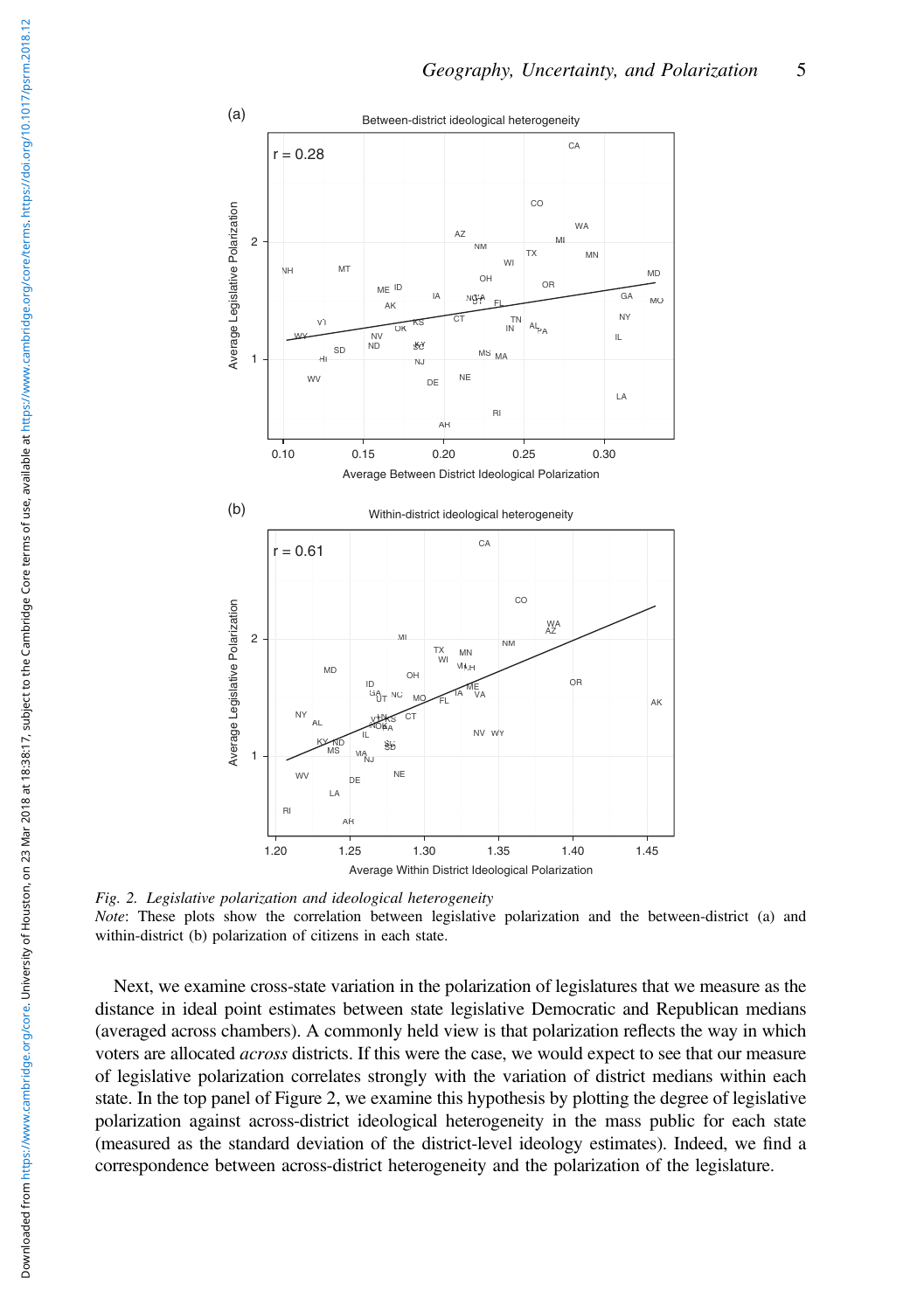*Fig. 2. Legislative polarization and ideological heterogeneity*

*Note*: These plots show the correlation between legislative polarization and the between-district (a) and within-district (b) polarization of citizens in each state.

Next, we examine cross-state variation in the polarization of legislatures that we measure as the distance in ideal point estimates between state legislative Democratic and Republican medians (averaged across chambers). A commonly held view is that polarization reflects the way in which voters are allocated *across* districts. If this were the case, we would expect to see that our measure of legislative polarization correlates strongly with the variation of district medians within each state. In the top panel of Figure 2, we examine this hypothesis by plotting the degree of legislative polarization against across-district ideological heterogeneity in the mass public for each state (measured as the standard deviation of the district-level ideology estimates). Indeed, we find a correspondence between across-district heterogeneity and the polarization of the legislature.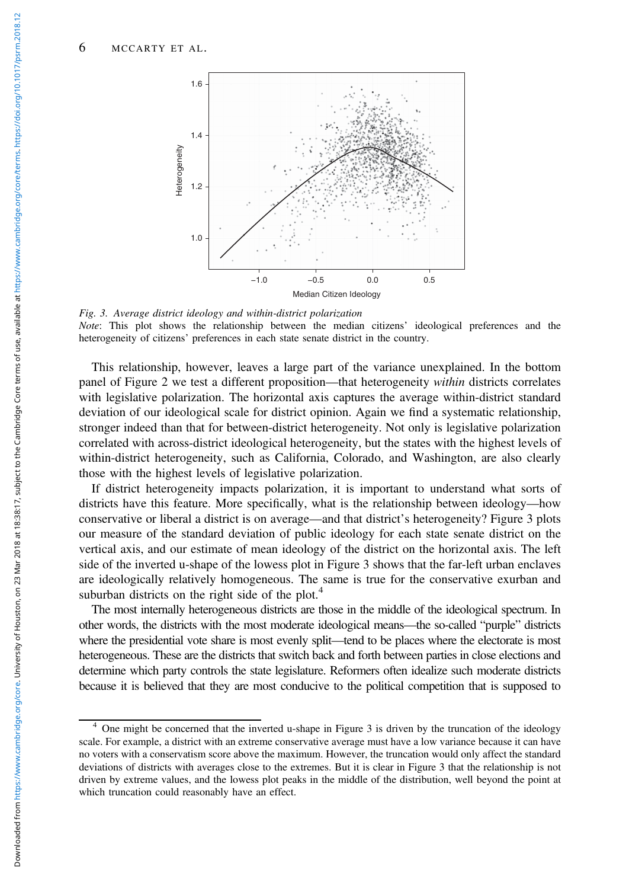Heterogeneity

1.6

1.4

1.2

1.0

−1.0

−0.5

0.0

0.5

Median Citizen Ideology

*Fig. 3. Average district ideology and within-district polarization*

*Note*: This plot shows the relationship between the median citizens' ideological preferences and the heterogeneity of citizens' preferences in each state senate district in the country.

This relationship, however, leaves a large part of the variance unexplained. In the bottom panel of Figure 2 we test a different proposition—that heterogeneity *within* districts correlates with legislative polarization. The horizontal axis captures the average within-district standard deviation of our ideological scale for district opinion. Again we find a systematic relationship, stronger indeed than that for between-district heterogeneity. Not only is legislative polarization correlated with across-district ideological heterogeneity, but the states with the highest levels of within-district heterogeneity, such as California, Colorado, and Washington, are also clearly those with the highest levels of legislative polarization.

If district heterogeneity impacts polarization, it is important to understand what sorts of districts have this feature. More specifically, what is the relationship between ideology—how conservative or liberal a district is on average—and that district's heterogeneity? Figure 3 plots our measure of the standard deviation of public ideology for each state senate district on the vertical axis, and our estimate of mean ideology of the district on the horizontal axis. The left side of the inverted u-shape of the lowess plot in Figure 3 shows that the far-left urban enclaves are ideologically relatively homogeneous. The same is true for the conservative exurban and suburban districts on the right side of the plot.[4]

The most internally heterogeneous districts are those in the middle of the ideological spectrum. In other words, the districts with the most moderate ideological means—the so-called "purple" districts where the presidential vote share is most evenly split—tend to be places where the electorate is most heterogeneous. These are the districts that switch back and forth between parties in close elections and determine which party controls the state legislature. Reformers often idealize such moderate districts because it is believed that they are most conducive to the political competition that is supposed to

[4] One might be concerned that the inverted u-shape in Figure 3 is driven by the truncation of the ideology scale. For example, a district with an extreme conservative average must have a low variance because it can have no voters with a conservatism score above the maximum. However, the truncation would only affect the standard deviations of districts with averages close to the extremes. But it is clear in Figure 3 that the relationship is not driven by extreme values, and the lowess plot peaks in the middle of the distribution, well beyond the point at which truncation could reasonably have an effect.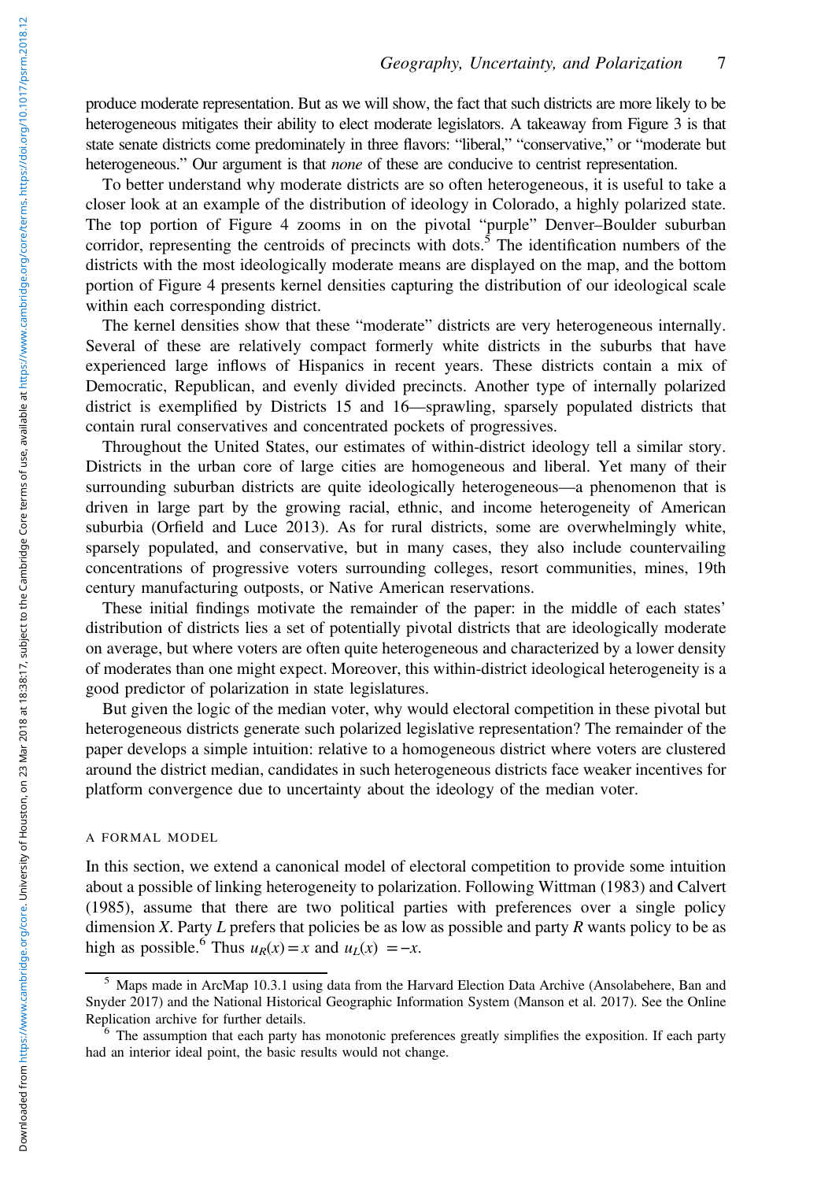produce moderate representation. But as we will show, the fact that such districts are more likely to be heterogeneous mitigates their ability to elect moderate legislators. A takeaway from Figure 3 is that state senate districts come predominately in three flavors: "liberal," "conservative," or "moderate but heterogeneous." Our argument is that *none* of these are conducive to centrist representation.

To better understand why moderate districts are so often heterogeneous, it is useful to take a closer look at an example of the distribution of ideology in Colorado, a highly polarized state. The top portion of Figure 4 zooms in on the pivotal "purple" Denver–Boulder suburban corridor, representing the centroids of precincts with dots.[5] The identification numbers of the districts with the most ideologically moderate means are displayed on the map, and the bottom portion of Figure 4 presents kernel densities capturing the distribution of our ideological scale within each corresponding district.

The kernel densities show that these "moderate" districts are very heterogeneous internally. Several of these are relatively compact formerly white districts in the suburbs that have experienced large inflows of Hispanics in recent years. These districts contain a mix of Democratic, Republican, and evenly divided precincts. Another type of internally polarized district is exemplified by Districts 15 and 16—sprawling, sparsely populated districts that contain rural conservatives and concentrated pockets of progressives.

Throughout the United States, our estimates of within-district ideology tell a similar story. Districts in the urban core of large cities are homogeneous and liberal. Yet many of their surrounding suburban districts are quite ideologically heterogeneous—a phenomenon that is driven in large part by the growing racial, ethnic, and income heterogeneity of American suburbia (Orfield and Luce 2013). As for rural districts, some are overwhelmingly white, sparsely populated, and conservative, but in many cases, they also include countervailing concentrations of progressive voters surrounding colleges, resort communities, mines, 19th century manufacturing outposts, or Native American reservations.

These initial findings motivate the remainder of the paper: in the middle of each states' distribution of districts lies a set of potentially pivotal districts that are ideologically moderate on average, but where voters are often quite heterogeneous and characterized by a lower density of moderates than one might expect. Moreover, this within-district ideological heterogeneity is a good predictor of polarization in state legislatures.

But given the logic of the median voter, why would electoral competition in these pivotal but heterogeneous districts generate such polarized legislative representation? The remainder of the paper develops a simple intuition: relative to a homogeneous district where voters are clustered around the district median, candidates in such heterogeneous districts face weaker incentives for platform convergence due to uncertainty about the ideology of the median voter.

## A FORMAL MODEL

In this section, we extend a canonical model of electoral competition to provide some intuition about a possible of linking heterogeneity to polarization. Following Wittman (1983) and Calvert (1985), assume that there are two political parties with preferences over a single policy dimension $X$. Party $L$ prefers that policies be as low as possible and party $R$ wants policy to be as high as possible.[6] Thus $u_R(x) = x$ and $u_L(x) = -x$.

[5] Maps made in ArcMap 10.3.1 using data from the Harvard Election Data Archive (Ansolabehere, Ban and Snyder 2017) and the National Historical Geographic Information System (Manson et al. 2017). See the Online Replication archive for further details.

[6] The assumption that each party has monotonic preferences greatly simplifies the exposition. If each party had an interior ideal point, the basic results would not change.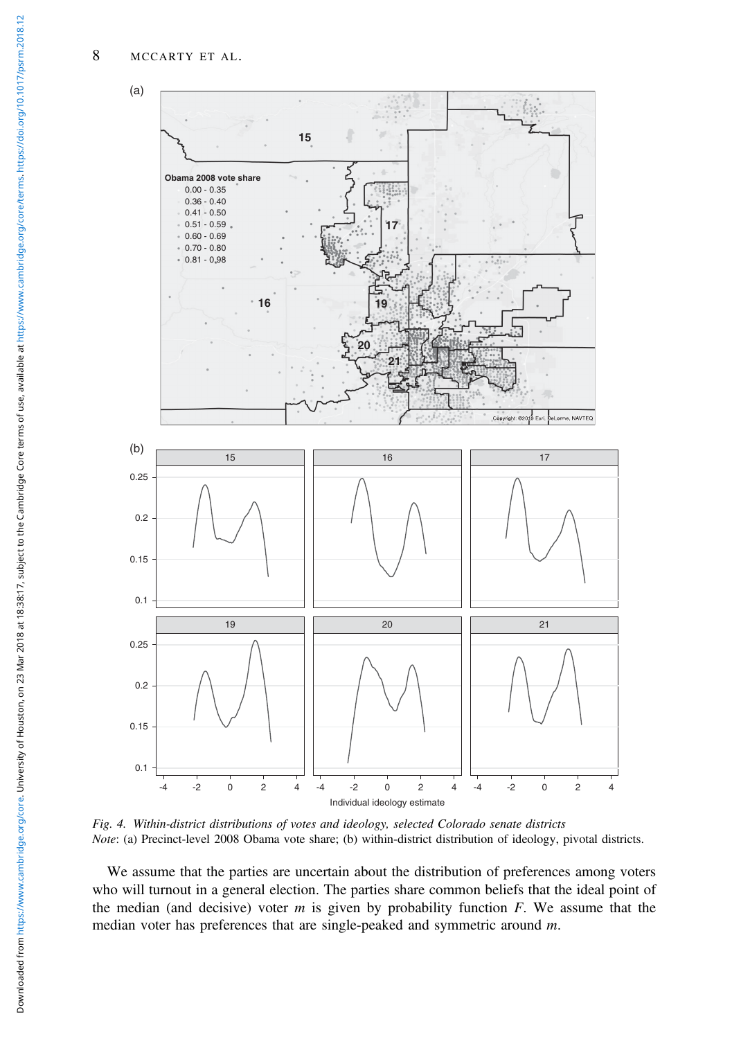*Fig. 4. Within-district distributions of votes and ideology, selected Colorado senate districts*
*Note*: (a) Precinct-level 2008 Obama vote share; (b) within-district distribution of ideology, pivotal districts.

We assume that the parties are uncertain about the distribution of preferences among voters who will turnout in a general election. The parties share common beliefs that the ideal point of the median (and decisive) voter $m$ is given by probability function $F$. We assume that the median voter has preferences that are single-peaked and symmetric around $m$.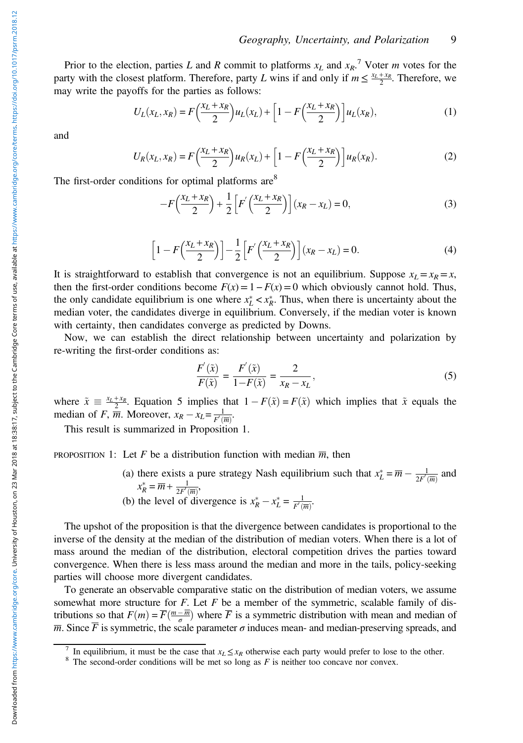Prior to the election, parties $L$ and $R$ commit to platforms $x_L$ and $x_R$.[7] Voter $m$ votes for the party with the closest platform. Therefore, party $L$ wins if and only if $m \leq \frac{x_L + x_R}{2}$. Therefore, we may write the payoffs for the parties as follows:

$$U_L(x_L, x_R) = F\left(\frac{x_L + x_R}{2}\right) u_L(x_L) + \left[1 - F\left(\frac{x_L + x_R}{2}\right)\right] u_L(x_R), \tag{1}$$

and

$$U_R(x_L, x_R) = F\left(\frac{x_L + x_R}{2}\right) u_R(x_L) + \left[1 - F\left(\frac{x_L + x_R}{2}\right)\right] u_R(x_R). \tag{2}$$

The first-order conditions for optimal platforms are[8]

$$-F\left(\frac{x_L + x_R}{2}\right) + \frac{1}{2}\left[F'\left(\frac{x_L + x_R}{2}\right)\right](x_R - x_L) = 0, \tag{3}$$

$$\left[1 - F\left(\frac{x_L + x_R}{2}\right)\right] - \frac{1}{2}\left[F'\left(\frac{x_L + x_R}{2}\right)\right](x_R - x_L) = 0. \tag{4}$$

It is straightforward to establish that convergence is not an equilibrium. Suppose $x_L = x_R = x$, then the first-order conditions become $F(x) = 1 - F(x) = 0$ which obviously cannot hold. Thus, the only candidate equilibrium is one where $x_L^* < x_R^*$. Thus, when there is uncertainty about the median voter, the candidates diverge in equilibrium. Conversely, if the median voter is known with certainty, then candidates converge as predicted by Downs.

Now, we can establish the direct relationship between uncertainty and polarization by re-writing the first-order conditions as:

$$\frac{F'(\tilde{x})}{F(\tilde{x})} = \frac{F'(\tilde{x})}{1 - F(\tilde{x})} = \frac{2}{x_R - x_L}, \tag{5}$$

where $\tilde{x} \equiv \frac{x_L + x_R}{2}$. Equation 5 implies that $1 - F(\tilde{x}) = F(\tilde{x})$ which implies that $\tilde{x}$ equals the median of $F$, $\overline{m}$. Moreover, $x_R - x_L = \frac{1}{F'(\overline{m})}$.

This result is summarized in Proposition 1.

PROPOSITION 1: Let $F$ be a distribution function with median $\overline{m}$, then

(a) there exists a pure strategy Nash equilibrium such that $x_L^* = \overline{m} - \frac{1}{2F'(\overline{m})}$ and $x_R^* = \overline{m} + \frac{1}{2F'(\overline{m})}$,

(b) the level of divergence is $x_R^* - x_L^* = \frac{1}{F'(\overline{m})}$.

The upshot of the proposition is that the divergence between candidates is proportional to the inverse of the density at the median of the distribution of median voters. When there is a lot of mass around the median of the distribution, electoral competition drives the parties toward convergence. When there is less mass around the median and more in the tails, policy-seeking parties will choose more divergent candidates.

To generate an observable comparative static on the distribution of median voters, we assume somewhat more structure for $F$. Let $F$ be a member of the symmetric, scalable family of distributions so that $F(m) = \overline{F}\left(\frac{m - \overline{m}}{\sigma}\right)$ where $\overline{F}$ is a symmetric distribution with mean and median of $\overline{m}$. Since $\overline{F}$ is symmetric, the scale parameter $\sigma$ induces mean- and median-preserving spreads, and

[7] In equilibrium, it must be the case that $x_L \leq x_R$ otherwise each party would prefer to lose to the other.

[8] The second-order conditions will be met so long as $F$ is neither too concave nor convex.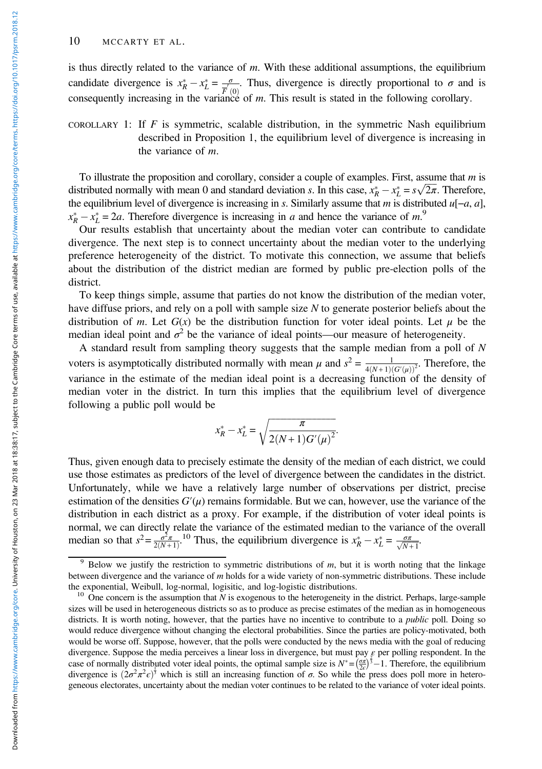is thus directly related to the variance of $m$. With these additional assumptions, the equilibrium candidate divergence is $x_R^* - x_L^* = \frac{\sigma}{\bar{F}'(0)}$. Thus, divergence is directly proportional to $\sigma$ and is consequently increasing in the variance of $m$. This result is stated in the following corollary.

COROLLARY 1: If $F$ is symmetric, scalable distribution, in the symmetric Nash equilibrium described in Proposition 1, the equilibrium level of divergence is increasing in the variance of $m$.

To illustrate the proposition and corollary, consider a couple of examples. First, assume that $m$ is distributed normally with mean 0 and standard deviation $s$. In this case, $x_R^* - x_L^* = s\sqrt{2\pi}$. Therefore, the equilibrium level of divergence is increasing in $s$. Similarly assume that $m$ is distributed $u[-a, a]$, $x_R^* - x_L^* = 2a$. Therefore divergence is increasing in $a$ and hence the variance of $m$.[9]

Our results establish that uncertainty about the median voter can contribute to candidate divergence. The next step is to connect uncertainty about the median voter to the underlying preference heterogeneity of the district. To motivate this connection, we assume that beliefs about the distribution of the district median are formed by public pre-election polls of the district.

To keep things simple, assume that parties do not know the distribution of the median voter, have diffuse priors, and rely on a poll with sample size $N$ to generate posterior beliefs about the distribution of $m$. Let $G(x)$ be the distribution function for voter ideal points. Let $\mu$ be the median ideal point and $\sigma^2$ be the variance of ideal points—our measure of heterogeneity.

A standard result from sampling theory suggests that the sample median from a poll of $N$ voters is asymptotically distributed normally with mean $\mu$ and $s^2 = \frac{1}{4(N+1)(G'(\mu))^2}$. Therefore, the variance in the estimate of the median ideal point is a decreasing function of the density of median voter in the district. In turn this implies that the equilibrium level of divergence following a public poll would be

$$x_R^* - x_L^* = \sqrt{\frac{\pi}{2(N+1)G'(\mu)^2}}.$$

Thus, given enough data to precisely estimate the density of the median of each district, we could use those estimates as predictors of the level of divergence between the candidates in the district. Unfortunately, while we have a relatively large number of observations per district, precise estimation of the densities $G'(\mu)$ remains formidable. But we can, however, use the variance of the distribution in each district as a proxy. For example, if the distribution of voter ideal points is normal, we can directly relate the variance of the estimated median to the variance of the overall median so that $s^2 = \frac{\sigma^2 \pi}{2(N+1)}$.[10] Thus, the equilibrium divergence is $x_R^* - x_L^* = \frac{\sigma \pi}{\sqrt{N+1}}$.

---

[9] Below we justify the restriction to symmetric distributions of $m$, but it is worth noting that the linkage between divergence and the variance of $m$ holds for a wide variety of non-symmetric distributions. These include the exponential, Weibull, log-normal, logisitic, and log-logistic distributions.

[10] One concern is the assumption that $N$ is exogenous to the heterogeneity in the district. Perhaps, large-sample sizes will be used in heterogeneous districts so as to produce as precise estimates of the median as in homogeneous districts. It is worth noting, however, that the parties have no incentive to contribute to a *public* poll. Doing so would reduce divergence without changing the electoral probabilities. Since the parties are policy-motivated, both would be worse off. Suppose, however, that the polls were conducted by the news media with the goal of reducing divergence. Suppose the media perceives a linear loss in divergence, but must pay $\epsilon$ per polling respondent. In the case of normally distributed voter ideal points, the optimal sample size is $N^* = \left(\frac{\sigma\pi}{2\epsilon}\right)^{\frac{2}{3}} - 1$. Therefore, the equilibrium divergence is $(2\sigma^2\pi^2\epsilon)^{\frac{1}{3}}$ which is still an increasing function of $\sigma$. So while the press does poll more in heterogeneous electorates, uncertainty about the median voter continues to be related to the variance of voter ideal points.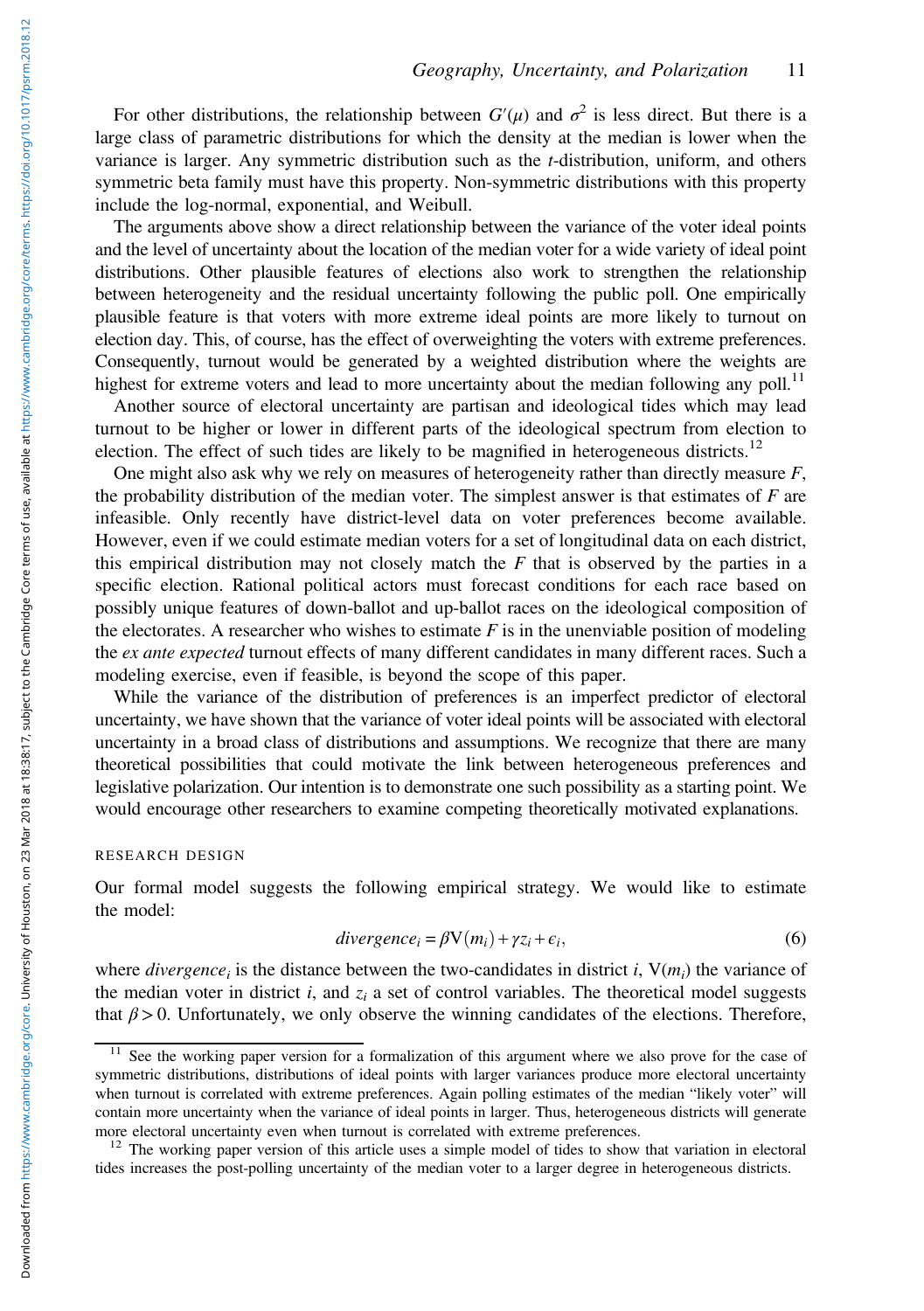For other distributions, the relationship between $G'(\mu)$ and $\sigma^2$ is less direct. But there is a large class of parametric distributions for which the density at the median is lower when the variance is larger. Any symmetric distribution such as the $t$-distribution, uniform, and others symmetric beta family must have this property. Non-symmetric distributions with this property include the log-normal, exponential, and Weibull.

The arguments above show a direct relationship between the variance of the voter ideal points and the level of uncertainty about the location of the median voter for a wide variety of ideal point distributions. Other plausible features of elections also work to strengthen the relationship between heterogeneity and the residual uncertainty following the public poll. One empirically plausible feature is that voters with more extreme ideal points are more likely to turnout on election day. This, of course, has the effect of overweighting the voters with extreme preferences. Consequently, turnout would be generated by a weighted distribution where the weights are highest for extreme voters and lead to more uncertainty about the median following any poll.[11]

Another source of electoral uncertainty are partisan and ideological tides which may lead turnout to be higher or lower in different parts of the ideological spectrum from election to election. The effect of such tides are likely to be magnified in heterogeneous districts.[12]

One might also ask why we rely on measures of heterogeneity rather than directly measure $F$, the probability distribution of the median voter. The simplest answer is that estimates of $F$ are infeasible. Only recently have district-level data on voter preferences become available. However, even if we could estimate median voters for a set of longitudinal data on each district, this empirical distribution may not closely match the $F$ that is observed by the parties in a specific election. Rational political actors must forecast conditions for each race based on possibly unique features of down-ballot and up-ballot races on the ideological composition of the electorates. A researcher who wishes to estimate $F$ is in the unenviable position of modeling the *ex ante expected* turnout effects of many different candidates in many different races. Such a modeling exercise, even if feasible, is beyond the scope of this paper.

While the variance of the distribution of preferences is an imperfect predictor of electoral uncertainty, we have shown that the variance of voter ideal points will be associated with electoral uncertainty in a broad class of distributions and assumptions. We recognize that there are many theoretical possibilities that could motivate the link between heterogeneous preferences and legislative polarization. Our intention is to demonstrate one such possibility as a starting point. We would encourage other researchers to examine competing theoretically motivated explanations.

## RESEARCH DESIGN

Our formal model suggests the following empirical strategy. We would like to estimate the model:

$$divergence_i = \beta \mathrm{V}(m_i) + \gamma z_i + \epsilon_i, \tag{6}$$

where $divergence_i$ is the distance between the two-candidates in district $i$, $\mathrm{V}(m_i)$ the variance of the median voter in district $i$, and $z_i$ a set of control variables. The theoretical model suggests that $\beta > 0$. Unfortunately, we only observe the winning candidates of the elections. Therefore,

[11] See the working paper version for a formalization of this argument where we also prove for the case of symmetric distributions, distributions of ideal points with larger variances produce more electoral uncertainty when turnout is correlated with extreme preferences. Again polling estimates of the median "likely voter" will contain more uncertainty when the variance of ideal points in larger. Thus, heterogeneous districts will generate more electoral uncertainty even when turnout is correlated with extreme preferences.

[12] The working paper version of this article uses a simple model of tides to show that variation in electoral tides increases the post-polling uncertainty of the median voter to a larger degree in heterogeneous districts.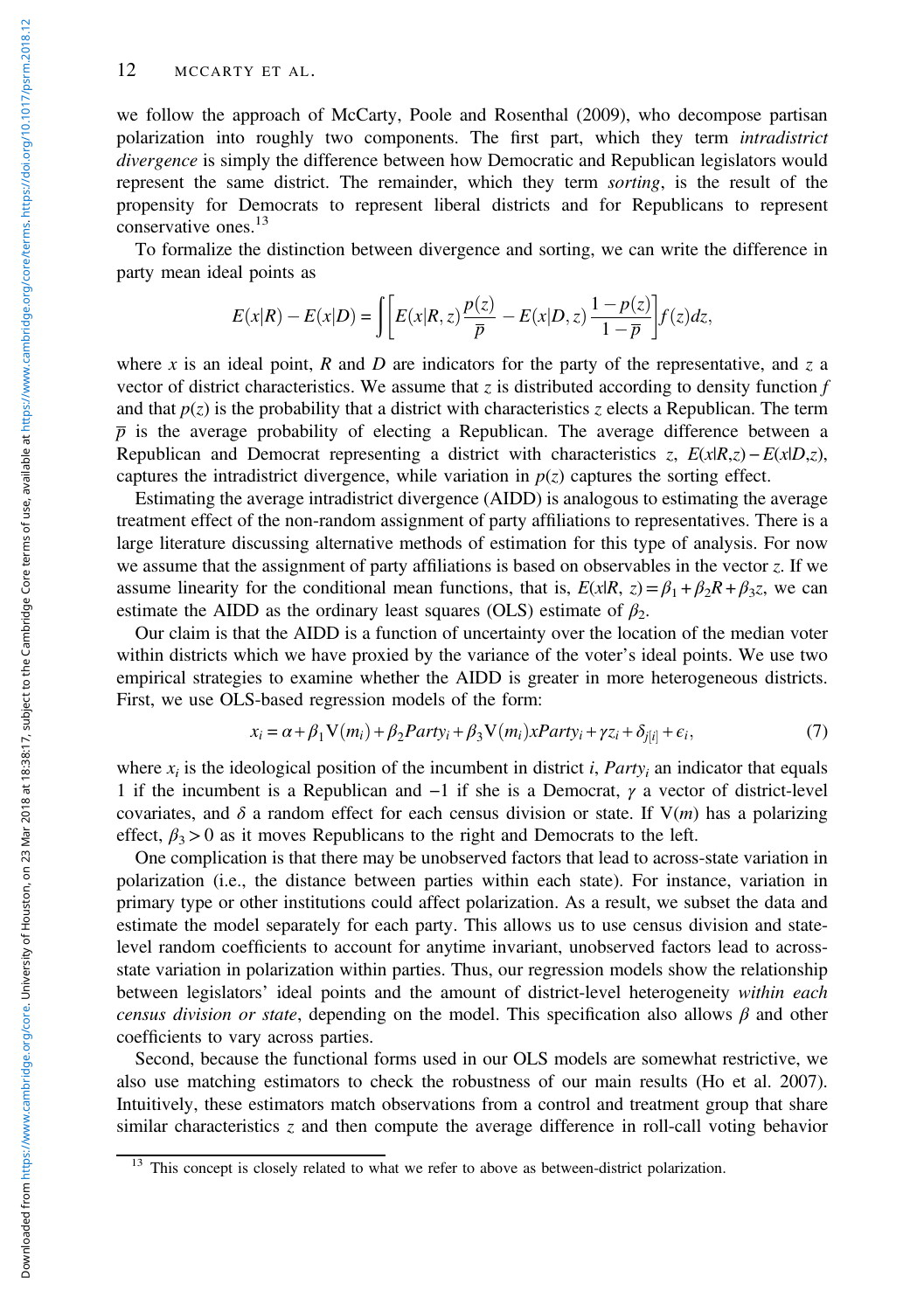we follow the approach of McCarty, Poole and Rosenthal (2009), who decompose partisan polarization into roughly two components. The first part, which they term *intradistrict divergence* is simply the difference between how Democratic and Republican legislators would represent the same district. The remainder, which they term *sorting*, is the result of the propensity for Democrats to represent liberal districts and for Republicans to represent conservative ones.[13]

To formalize the distinction between divergence and sorting, we can write the difference in party mean ideal points as

$$E(x|R) - E(x|D) = \int \left[ E(x|R,z)\frac{p(z)}{\overline{p}} - E(x|D,z)\frac{1-p(z)}{1-\overline{p}} \right] f(z)dz,$$

where $x$ is an ideal point, $R$ and $D$ are indicators for the party of the representative, and $z$ a vector of district characteristics. We assume that $z$ is distributed according to density function $f$ and that $p(z)$ is the probability that a district with characteristics $z$ elects a Republican. The term $\overline{p}$ is the average probability of electing a Republican. The average difference between a Republican and Democrat representing a district with characteristics $z$, $E(x|R,z) - E(x|D,z)$, captures the intradistrict divergence, while variation in $p(z)$ captures the sorting effect.

Estimating the average intradistrict divergence (AIDD) is analogous to estimating the average treatment effect of the non-random assignment of party affiliations to representatives. There is a large literature discussing alternative methods of estimation for this type of analysis. For now we assume that the assignment of party affiliations is based on observables in the vector $z$. If we assume linearity for the conditional mean functions, that is, $E(x|R, z) = \beta_1 + \beta_2 R + \beta_3 z$, we can estimate the AIDD as the ordinary least squares (OLS) estimate of $\beta_2$.

Our claim is that the AIDD is a function of uncertainty over the location of the median voter within districts which we have proxied by the variance of the voter's ideal points. We use two empirical strategies to examine whether the AIDD is greater in more heterogeneous districts. First, we use OLS-based regression models of the form:

$$x_i = \alpha + \beta_1 \mathrm{V}(m_i) + \beta_2 Party_i + \beta_3 \mathrm{V}(m_i) x Party_i + \gamma z_i + \delta_{j[i]} + \epsilon_i, \quad (7)$$

where $x_i$ is the ideological position of the incumbent in district $i$, $Party_i$ an indicator that equals 1 if the incumbent is a Republican and −1 if she is a Democrat, $\gamma$ a vector of district-level covariates, and $\delta$ a random effect for each census division or state. If $\mathrm{V}(m)$ has a polarizing effect, $\beta_3 > 0$ as it moves Republicans to the right and Democrats to the left.

One complication is that there may be unobserved factors that lead to across-state variation in polarization (i.e., the distance between parties within each state). For instance, variation in primary type or other institutions could affect polarization. As a result, we subset the data and estimate the model separately for each party. This allows us to use census division and state-level random coefficients to account for anytime invariant, unobserved factors lead to across-state variation in polarization within parties. Thus, our regression models show the relationship between legislators' ideal points and the amount of district-level heterogeneity *within each census division or state*, depending on the model. This specification also allows $\beta$ and other coefficients to vary across parties.

Second, because the functional forms used in our OLS models are somewhat restrictive, we also use matching estimators to check the robustness of our main results (Ho et al. 2007). Intuitively, these estimators match observations from a control and treatment group that share similar characteristics $z$ and then compute the average difference in roll-call voting behavior

[13] This concept is closely related to what we refer to above as between-district polarization.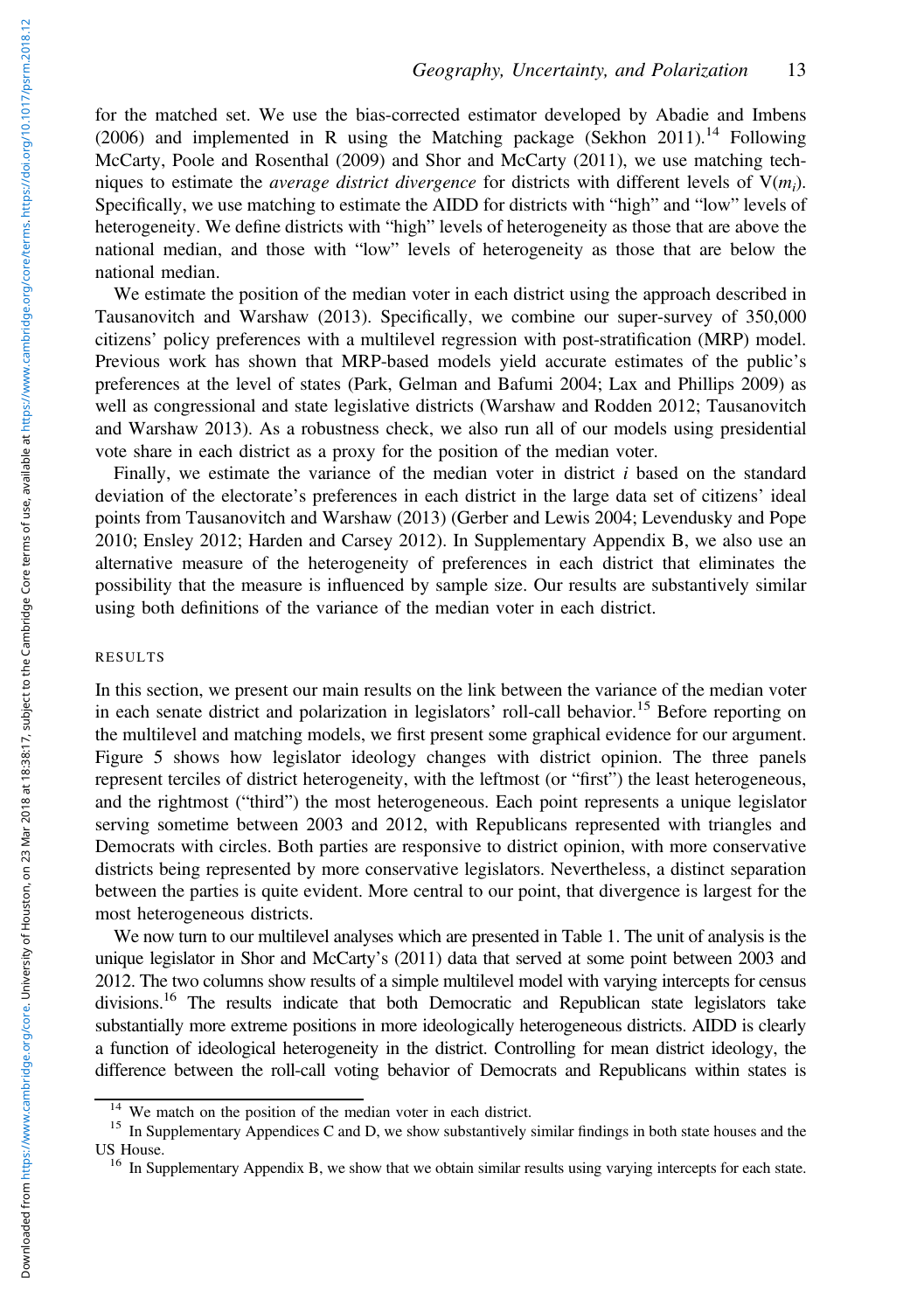for the matched set. We use the bias-corrected estimator developed by Abadie and Imbens (2006) and implemented in R using the Matching package (Sekhon 2011).[14] Following McCarty, Poole and Rosenthal (2009) and Shor and McCarty (2011), we use matching techniques to estimate the *average district divergence* for districts with different levels of $V(m_i)$. Specifically, we use matching to estimate the AIDD for districts with "high" and "low" levels of heterogeneity. We define districts with "high" levels of heterogeneity as those that are above the national median, and those with "low" levels of heterogeneity as those that are below the national median.

We estimate the position of the median voter in each district using the approach described in Tausanovitch and Warshaw (2013). Specifically, we combine our super-survey of 350,000 citizens' policy preferences with a multilevel regression with post-stratification (MRP) model. Previous work has shown that MRP-based models yield accurate estimates of the public's preferences at the level of states (Park, Gelman and Bafumi 2004; Lax and Phillips 2009) as well as congressional and state legislative districts (Warshaw and Rodden 2012; Tausanovitch and Warshaw 2013). As a robustness check, we also run all of our models using presidential vote share in each district as a proxy for the position of the median voter.

Finally, we estimate the variance of the median voter in district $i$ based on the standard deviation of the electorate's preferences in each district in the large data set of citizens' ideal points from Tausanovitch and Warshaw (2013) (Gerber and Lewis 2004; Levendusky and Pope 2010; Ensley 2012; Harden and Carsey 2012). In Supplementary Appendix B, we also use an alternative measure of the heterogeneity of preferences in each district that eliminates the possibility that the measure is influenced by sample size. Our results are substantively similar using both definitions of the variance of the median voter in each district.

## RESULTS

In this section, we present our main results on the link between the variance of the median voter in each senate district and polarization in legislators' roll-call behavior.[15] Before reporting on the multilevel and matching models, we first present some graphical evidence for our argument. Figure 5 shows how legislator ideology changes with district opinion. The three panels represent terciles of district heterogeneity, with the leftmost (or "first") the least heterogeneous, and the rightmost ("third") the most heterogeneous. Each point represents a unique legislator serving sometime between 2003 and 2012, with Republicans represented with triangles and Democrats with circles. Both parties are responsive to district opinion, with more conservative districts being represented by more conservative legislators. Nevertheless, a distinct separation between the parties is quite evident. More central to our point, that divergence is largest for the most heterogeneous districts.

We now turn to our multilevel analyses which are presented in Table 1. The unit of analysis is the unique legislator in Shor and McCarty's (2011) data that served at some point between 2003 and 2012. The two columns show results of a simple multilevel model with varying intercepts for census divisions.[16] The results indicate that both Democratic and Republican state legislators take substantially more extreme positions in more ideologically heterogeneous districts. AIDD is clearly a function of ideological heterogeneity in the district. Controlling for mean district ideology, the difference between the roll-call voting behavior of Democrats and Republicans within states is

[14] We match on the position of the median voter in each district.

[15] In Supplementary Appendices C and D, we show substantively similar findings in both state houses and the US House.

[16] In Supplementary Appendix B, we show that we obtain similar results using varying intercepts for each state.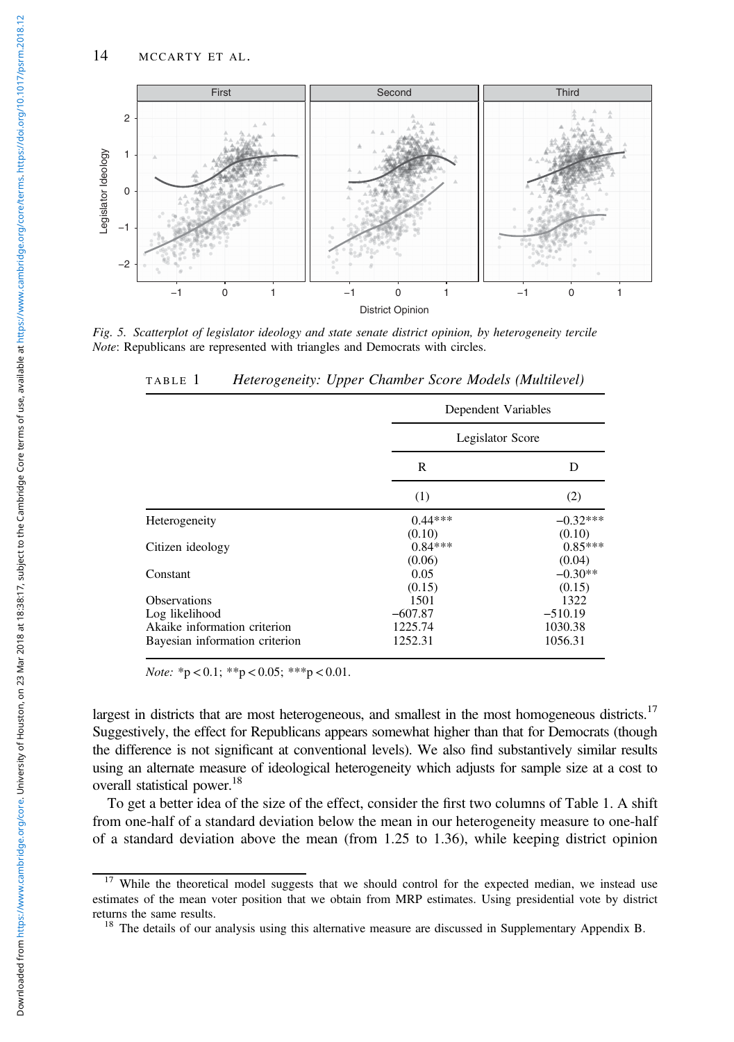Fig. 5. *Scatterplot of legislator ideology and state senate district opinion, by heterogeneity tercile*
*Note*: Republicans are represented with triangles and Democrats with circles.

TABLE 1 *Heterogeneity: Upper Chamber Score Models (Multilevel)*

| | Dependent Variables | |
|---|---|---|
| | Legislator Score | |
| | R | D |
| | (1) | (2) |
| Heterogeneity | 0.44*** | −0.32*** |
| | (0.10) | (0.10) |
| Citizen ideology | 0.84*** | 0.85*** |
| | (0.06) | (0.04) |
| Constant | 0.05 | −0.30** |
| | (0.15) | (0.15) |
| Observations | 1501 | 1322 |
| Log likelihood | −607.87 | −510.19 |
| Akaike information criterion | 1225.74 | 1030.38 |
| Bayesian information criterion | 1252.31 | 1056.31 |

*Note:* *p < 0.1; **p < 0.05; ***p < 0.01.

largest in districts that are most heterogeneous, and smallest in the most homogeneous districts.[17] Suggestively, the effect for Republicans appears somewhat higher than that for Democrats (though the difference is not significant at conventional levels). We also find substantively similar results using an alternate measure of ideological heterogeneity which adjusts for sample size at a cost to overall statistical power.[18]

To get a better idea of the size of the effect, consider the first two columns of Table 1. A shift from one-half of a standard deviation below the mean in our heterogeneity measure to one-half of a standard deviation above the mean (from 1.25 to 1.36), while keeping district opinion

[17] While the theoretical model suggests that we should control for the expected median, we instead use estimates of the mean voter position that we obtain from MRP estimates. Using presidential vote by district returns the same results.

[18] The details of our analysis using this alternative measure are discussed in Supplementary Appendix B.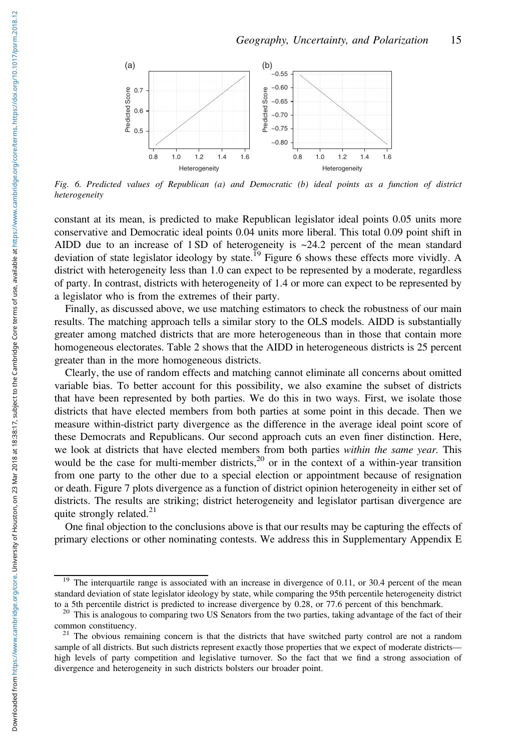Fig. 6. *Predicted values of Republican (a) and Democratic (b) ideal points as a function of district heterogeneity*

constant at its mean, is predicted to make Republican legislator ideal points 0.05 units more conservative and Democratic ideal points 0.04 units more liberal. This total 0.09 point shift in AIDD due to an increase of 1 SD of heterogeneity is ~24.2 percent of the mean standard deviation of state legislator ideology by state.[19] Figure 6 shows these effects more vividly. A district with heterogeneity less than 1.0 can expect to be represented by a moderate, regardless of party. In contrast, districts with heterogeneity of 1.4 or more can expect to be represented by a legislator who is from the extremes of their party.

Finally, as discussed above, we use matching estimators to check the robustness of our main results. The matching approach tells a similar story to the OLS models. AIDD is substantially greater among matched districts that are more heterogeneous than in those that contain more homogeneous electorates. Table 2 shows that the AIDD in heterogeneous districts is 25 percent greater than in the more homogeneous districts.

Clearly, the use of random effects and matching cannot eliminate all concerns about omitted variable bias. To better account for this possibility, we also examine the subset of districts that have been represented by both parties. We do this in two ways. First, we isolate those districts that have elected members from both parties at some point in this decade. Then we measure within-district party divergence as the difference in the average ideal point score of these Democrats and Republicans. Our second approach cuts an even finer distinction. Here, we look at districts that have elected members from both parties *within the same year.* This would be the case for multi-member districts,[20] or in the context of a within-year transition from one party to the other due to a special election or appointment because of resignation or death. Figure 7 plots divergence as a function of district opinion heterogeneity in either set of districts. The results are striking; district heterogeneity and legislator partisan divergence are quite strongly related.[21]

One final objection to the conclusions above is that our results may be capturing the effects of primary elections or other nominating contests. We address this in Supplementary Appendix E

[19] The interquartile range is associated with an increase in divergence of 0.11, or 30.4 percent of the mean standard deviation of state legislator ideology by state, while comparing the 95th percentile heterogeneity district to a 5th percentile district is predicted to increase divergence by 0.28, or 77.6 percent of this benchmark.

[20] This is analogous to comparing two US Senators from the two parties, taking advantage of the fact of their common constituency.

[21] The obvious remaining concern is that the districts that have switched party control are not a random sample of all districts. But such districts represent exactly those properties that we expect of moderate districts—high levels of party competition and legislative turnover. So the fact that we find a strong association of divergence and heterogeneity in such districts bolsters our broader point.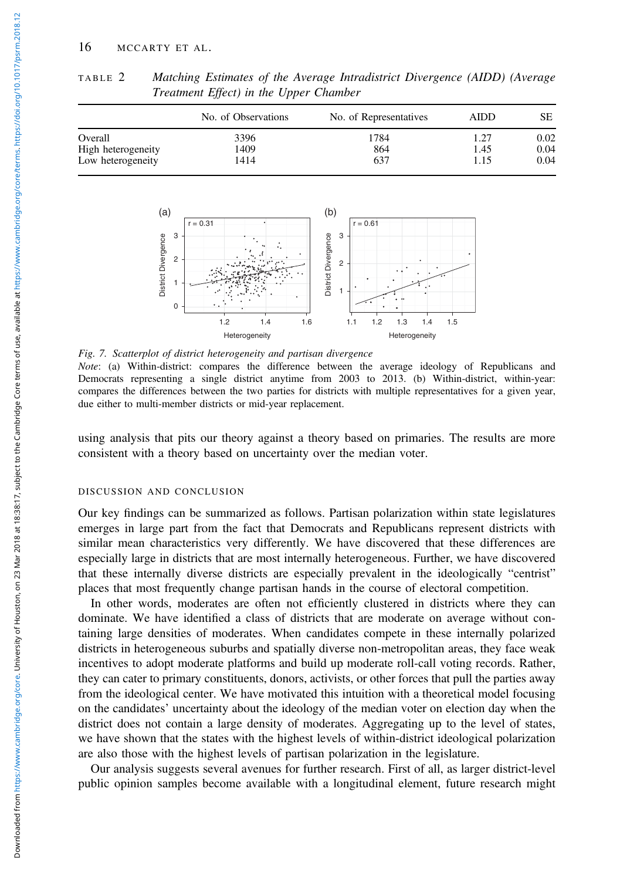TABLE 2 *Matching Estimates of the Average Intradistrict Divergence (AIDD) (Average Treatment Effect) in the Upper Chamber*

| | No. of Observations | No. of Representatives | AIDD | SE |
|---|---|---|---|---|
| Overall | 3396 | 1784 | 1.27 | 0.02 |
| High heterogeneity | 1409 | 864 | 1.45 | 0.04 |
| Low heterogeneity | 1414 | 637 | 1.15 | 0.04 |

(a)
r = 0.31
District Divergence
Heterogeneity

(b)
r = 0.61
District Divergence
Heterogeneity

*Fig. 7. Scatterplot of district heterogeneity and partisan divergence*

*Note*: (a) Within-district: compares the difference between the average ideology of Republicans and Democrats representing a single district anytime from 2003 to 2013. (b) Within-district, within-year: compares the differences between the two parties for districts with multiple representatives for a given year, due either to multi-member districts or mid-year replacement.

using analysis that pits our theory against a theory based on primaries. The results are more consistent with a theory based on uncertainty over the median voter.

## DISCUSSION AND CONCLUSION

Our key findings can be summarized as follows. Partisan polarization within state legislatures emerges in large part from the fact that Democrats and Republicans represent districts with similar mean characteristics very differently. We have discovered that these differences are especially large in districts that are most internally heterogeneous. Further, we have discovered that these internally diverse districts are especially prevalent in the ideologically "centrist" places that most frequently change partisan hands in the course of electoral competition.

In other words, moderates are often not efficiently clustered in districts where they can dominate. We have identified a class of districts that are moderate on average without containing large densities of moderates. When candidates compete in these internally polarized districts in heterogeneous suburbs and spatially diverse non-metropolitan areas, they face weak incentives to adopt moderate platforms and build up moderate roll-call voting records. Rather, they can cater to primary constituents, donors, activists, or other forces that pull the parties away from the ideological center. We have motivated this intuition with a theoretical model focusing on the candidates' uncertainty about the ideology of the median voter on election day when the district does not contain a large density of moderates. Aggregating up to the level of states, we have shown that the states with the highest levels of within-district ideological polarization are also those with the highest levels of partisan polarization in the legislature.

Our analysis suggests several avenues for further research. First of all, as larger district-level public opinion samples become available with a longitudinal element, future research might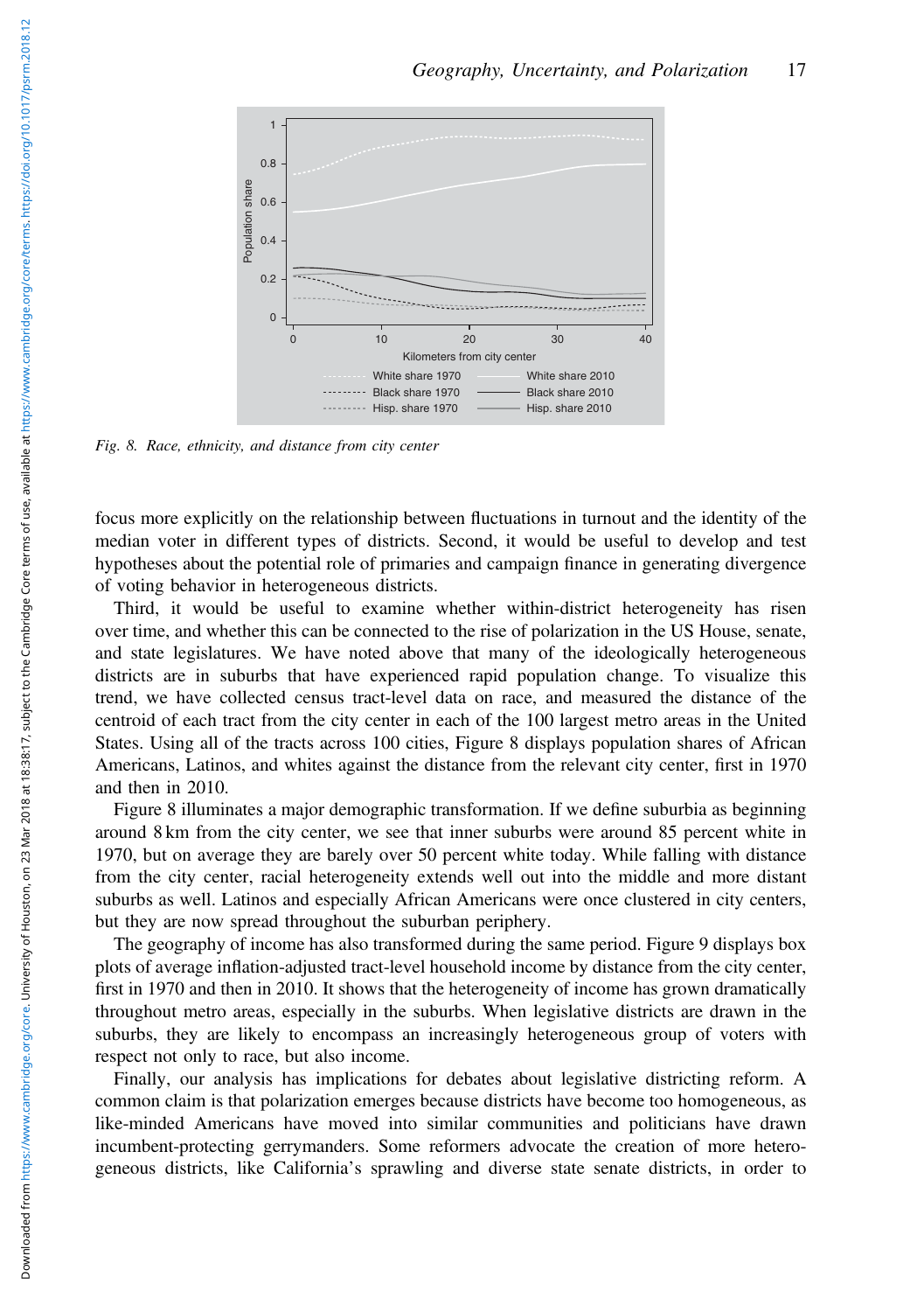*Fig. 8. Race, ethnicity, and distance from city center*

focus more explicitly on the relationship between fluctuations in turnout and the identity of the median voter in different types of districts. Second, it would be useful to develop and test hypotheses about the potential role of primaries and campaign finance in generating divergence of voting behavior in heterogeneous districts.

Third, it would be useful to examine whether within-district heterogeneity has risen over time, and whether this can be connected to the rise of polarization in the US House, senate, and state legislatures. We have noted above that many of the ideologically heterogeneous districts are in suburbs that have experienced rapid population change. To visualize this trend, we have collected census tract-level data on race, and measured the distance of the centroid of each tract from the city center in each of the 100 largest metro areas in the United States. Using all of the tracts across 100 cities, Figure 8 displays population shares of African Americans, Latinos, and whites against the distance from the relevant city center, first in 1970 and then in 2010.

Figure 8 illuminates a major demographic transformation. If we define suburbia as beginning around 8 km from the city center, we see that inner suburbs were around 85 percent white in 1970, but on average they are barely over 50 percent white today. While falling with distance from the city center, racial heterogeneity extends well out into the middle and more distant suburbs as well. Latinos and especially African Americans were once clustered in city centers, but they are now spread throughout the suburban periphery.

The geography of income has also transformed during the same period. Figure 9 displays box plots of average inflation-adjusted tract-level household income by distance from the city center, first in 1970 and then in 2010. It shows that the heterogeneity of income has grown dramatically throughout metro areas, especially in the suburbs. When legislative districts are drawn in the suburbs, they are likely to encompass an increasingly heterogeneous group of voters with respect not only to race, but also income.

Finally, our analysis has implications for debates about legislative districting reform. A common claim is that polarization emerges because districts have become too homogeneous, as like-minded Americans have moved into similar communities and politicians have drawn incumbent-protecting gerrymanders. Some reformers advocate the creation of more heterogeneous districts, like California's sprawling and diverse state senate districts, in order to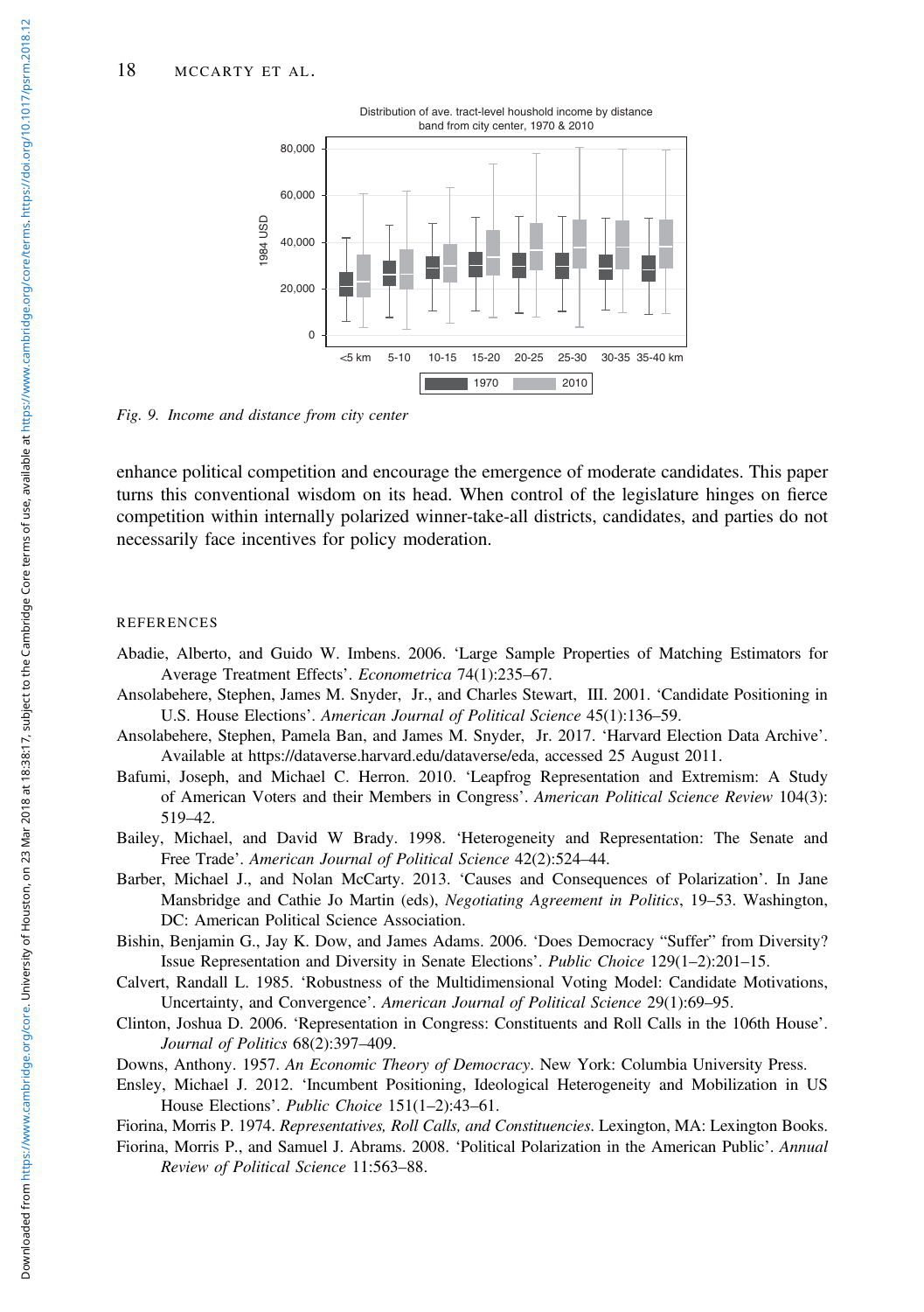Fig. 9. Income and distance from city center

enhance political competition and encourage the emergence of moderate candidates. This paper turns this conventional wisdom on its head. When control of the legislature hinges on fierce competition within internally polarized winner-take-all districts, candidates, and parties do not necessarily face incentives for policy moderation.

## REFERENCES

Abadie, Alberto, and Guido W. Imbens. 2006. 'Large Sample Properties of Matching Estimators for Average Treatment Effects'. *Econometrica* 74(1):235–67.

Ansolabehere, Stephen, James M. Snyder, Jr., and Charles Stewart, III. 2001. 'Candidate Positioning in U.S. House Elections'. *American Journal of Political Science* 45(1):136–59.

Ansolabehere, Stephen, Pamela Ban, and James M. Snyder, Jr. 2017. 'Harvard Election Data Archive'. Available at https://dataverse.harvard.edu/dataverse/eda, accessed 25 August 2011.

Bafumi, Joseph, and Michael C. Herron. 2010. 'Leapfrog Representation and Extremism: A Study of American Voters and their Members in Congress'. *American Political Science Review* 104(3): 519–42.

Bailey, Michael, and David W Brady. 1998. 'Heterogeneity and Representation: The Senate and Free Trade'. *American Journal of Political Science* 42(2):524–44.

Barber, Michael J., and Nolan McCarty. 2013. 'Causes and Consequences of Polarization'. In Jane Mansbridge and Cathie Jo Martin (eds), *Negotiating Agreement in Politics*, 19–53. Washington, DC: American Political Science Association.

Bishin, Benjamin G., Jay K. Dow, and James Adams. 2006. 'Does Democracy "Suffer" from Diversity? Issue Representation and Diversity in Senate Elections'. *Public Choice* 129(1–2):201–15.

Calvert, Randall L. 1985. 'Robustness of the Multidimensional Voting Model: Candidate Motivations, Uncertainty, and Convergence'. *American Journal of Political Science* 29(1):69–95.

Clinton, Joshua D. 2006. 'Representation in Congress: Constituents and Roll Calls in the 106th House'. *Journal of Politics* 68(2):397–409.

Downs, Anthony. 1957. *An Economic Theory of Democracy*. New York: Columbia University Press.

Ensley, Michael J. 2012. 'Incumbent Positioning, Ideological Heterogeneity and Mobilization in US House Elections'. *Public Choice* 151(1–2):43–61.

Fiorina, Morris P. 1974. *Representatives, Roll Calls, and Constituencies*. Lexington, MA: Lexington Books.

Fiorina, Morris P., and Samuel J. Abrams. 2008. 'Political Polarization in the American Public'. *Annual Review of Political Science* 11:563–88.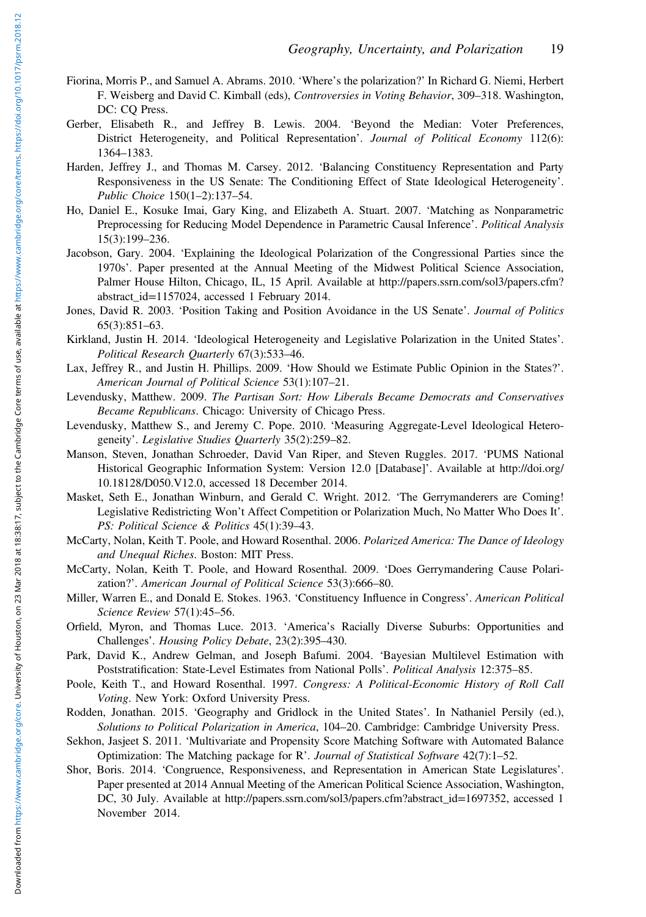Fiorina, Morris P., and Samuel A. Abrams. 2010. 'Where's the polarization?' In Richard G. Niemi, Herbert F. Weisberg and David C. Kimball (eds), *Controversies in Voting Behavior*, 309–318. Washington, DC: CQ Press.

Gerber, Elisabeth R., and Jeffrey B. Lewis. 2004. 'Beyond the Median: Voter Preferences, District Heterogeneity, and Political Representation'. *Journal of Political Economy* 112(6): 1364–1383.

Harden, Jeffrey J., and Thomas M. Carsey. 2012. 'Balancing Constituency Representation and Party Responsiveness in the US Senate: The Conditioning Effect of State Ideological Heterogeneity'. *Public Choice* 150(1–2):137–54.

Ho, Daniel E., Kosuke Imai, Gary King, and Elizabeth A. Stuart. 2007. 'Matching as Nonparametric Preprocessing for Reducing Model Dependence in Parametric Causal Inference'. *Political Analysis* 15(3):199–236.

Jacobson, Gary. 2004. 'Explaining the Ideological Polarization of the Congressional Parties since the 1970s'. Paper presented at the Annual Meeting of the Midwest Political Science Association, Palmer House Hilton, Chicago, IL, 15 April. Available at http://papers.ssrn.com/sol3/papers.cfm?abstract_id=1157024, accessed 1 February 2014.

Jones, David R. 2003. 'Position Taking and Position Avoidance in the US Senate'. *Journal of Politics* 65(3):851–63.

Kirkland, Justin H. 2014. 'Ideological Heterogeneity and Legislative Polarization in the United States'. *Political Research Quarterly* 67(3):533–46.

Lax, Jeffrey R., and Justin H. Phillips. 2009. 'How Should we Estimate Public Opinion in the States?'. *American Journal of Political Science* 53(1):107–21.

Levendusky, Matthew. 2009. *The Partisan Sort: How Liberals Became Democrats and Conservatives Became Republicans*. Chicago: University of Chicago Press.

Levendusky, Matthew S., and Jeremy C. Pope. 2010. 'Measuring Aggregate-Level Ideological Heterogeneity'. *Legislative Studies Quarterly* 35(2):259–82.

Manson, Steven, Jonathan Schroeder, David Van Riper, and Steven Ruggles. 2017. 'PUMS National Historical Geographic Information System: Version 12.0 [Database]'. Available at http://doi.org/10.18128/D050.V12.0, accessed 18 December 2014.

Masket, Seth E., Jonathan Winburn, and Gerald C. Wright. 2012. 'The Gerrymanderers are Coming! Legislative Redistricting Won't Affect Competition or Polarization Much, No Matter Who Does It'. *PS: Political Science & Politics* 45(1):39–43.

McCarty, Nolan, Keith T. Poole, and Howard Rosenthal. 2006. *Polarized America: The Dance of Ideology and Unequal Riches*. Boston: MIT Press.

McCarty, Nolan, Keith T. Poole, and Howard Rosenthal. 2009. 'Does Gerrymandering Cause Polarization?'. *American Journal of Political Science* 53(3):666–80.

Miller, Warren E., and Donald E. Stokes. 1963. 'Constituency Influence in Congress'. *American Political Science Review* 57(1):45–56.

Orfield, Myron, and Thomas Luce. 2013. 'America's Racially Diverse Suburbs: Opportunities and Challenges'. *Housing Policy Debate*, 23(2):395–430.

Park, David K., Andrew Gelman, and Joseph Bafumi. 2004. 'Bayesian Multilevel Estimation with Poststratification: State-Level Estimates from National Polls'. *Political Analysis* 12:375–85.

Poole, Keith T., and Howard Rosenthal. 1997. *Congress: A Political-Economic History of Roll Call Voting*. New York: Oxford University Press.

Rodden, Jonathan. 2015. 'Geography and Gridlock in the United States'. In Nathaniel Persily (ed.), *Solutions to Political Polarization in America*, 104–20. Cambridge: Cambridge University Press.

Sekhon, Jasjeet S. 2011. 'Multivariate and Propensity Score Matching Software with Automated Balance Optimization: The Matching package for R'. *Journal of Statistical Software* 42(7):1–52.

Shor, Boris. 2014. 'Congruence, Responsiveness, and Representation in American State Legislatures'. Paper presented at 2014 Annual Meeting of the American Political Science Association, Washington, DC, 30 July. Available at http://papers.ssrn.com/sol3/papers.cfm?abstract_id=1697352, accessed 1 November 2014.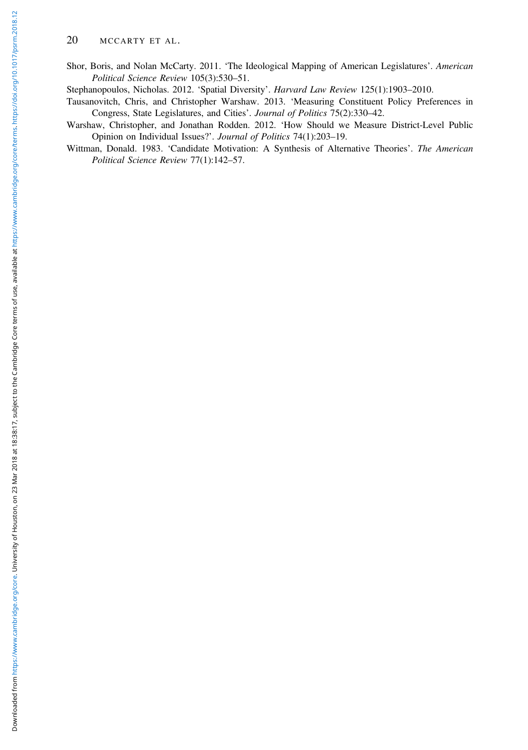Shor, Boris, and Nolan McCarty. 2011. 'The Ideological Mapping of American Legislatures'. *American Political Science Review* 105(3):530–51.

Stephanopoulos, Nicholas. 2012. 'Spatial Diversity'. *Harvard Law Review* 125(1):1903–2010.

Tausanovitch, Chris, and Christopher Warshaw. 2013. 'Measuring Constituent Policy Preferences in Congress, State Legislatures, and Cities'. *Journal of Politics* 75(2):330–42.

Warshaw, Christopher, and Jonathan Rodden. 2012. 'How Should we Measure District-Level Public Opinion on Individual Issues?'. *Journal of Politics* 74(1):203–19.

Wittman, Donald. 1983. 'Candidate Motivation: A Synthesis of Alternative Theories'. *The American Political Science Review* 77(1):142–57.